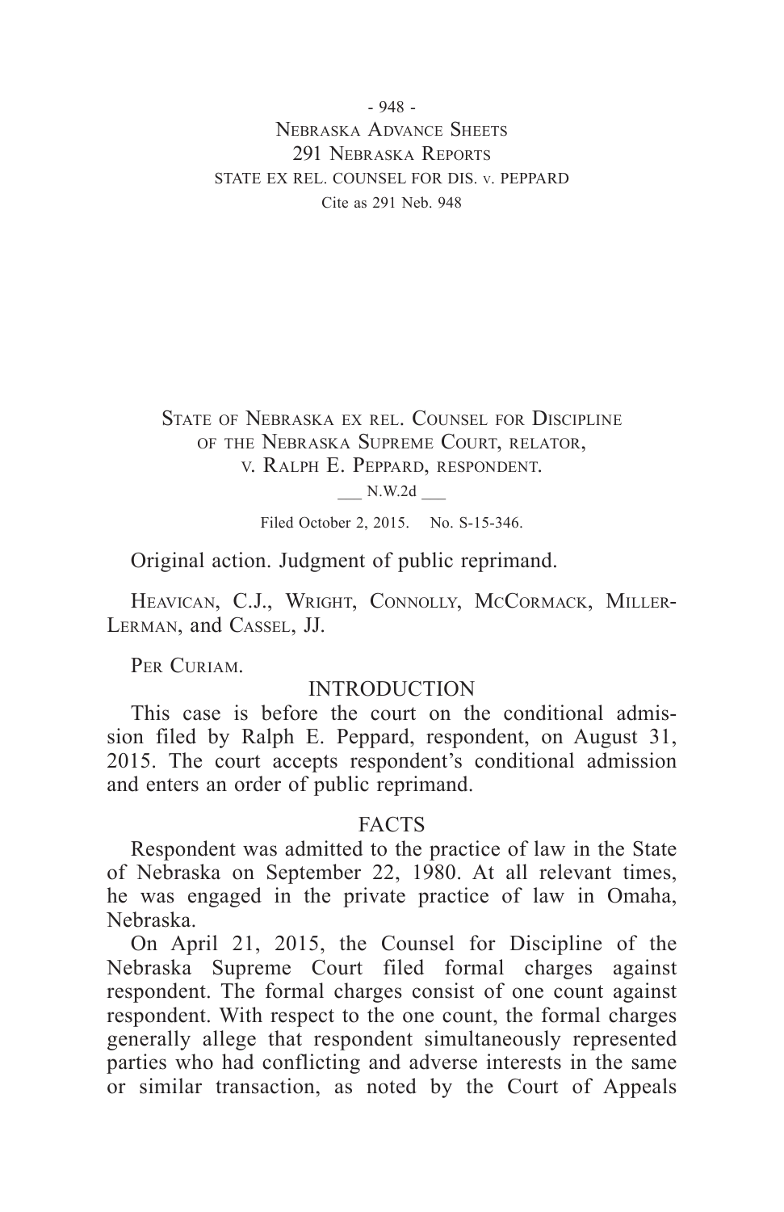State of Nebraska ex rel. Counsel for Discipline of the Nebraska Supreme Court, relator, v. Ralph E. Peppard, respondent.

___ N.W.2d ___

Filed October 2, 2015. No. S-15-346.

Original action. Judgment of public reprimand.

Heavican, C.J., Wright, Connolly, McCormack, Miller-Lerman, and Cassel, JJ.

Per Curiam.

## INTRODUCTION

This case is before the court on the conditional admission filed by Ralph E. Peppard, respondent, on August 31, 2015. The court accepts respondent's conditional admission and enters an order of public reprimand.

## FACTS

Respondent was admitted to the practice of law in the State of Nebraska on September 22, 1980. At all relevant times, he was engaged in the private practice of law in Omaha, Nebraska.

On April 21, 2015, the Counsel for Discipline of the Nebraska Supreme Court filed formal charges against respondent. The formal charges consist of one count against respondent. With respect to the one count, the formal charges generally allege that respondent simultaneously represented parties who had conflicting and adverse interests in the same or similar transaction, as noted by the Court of Appeals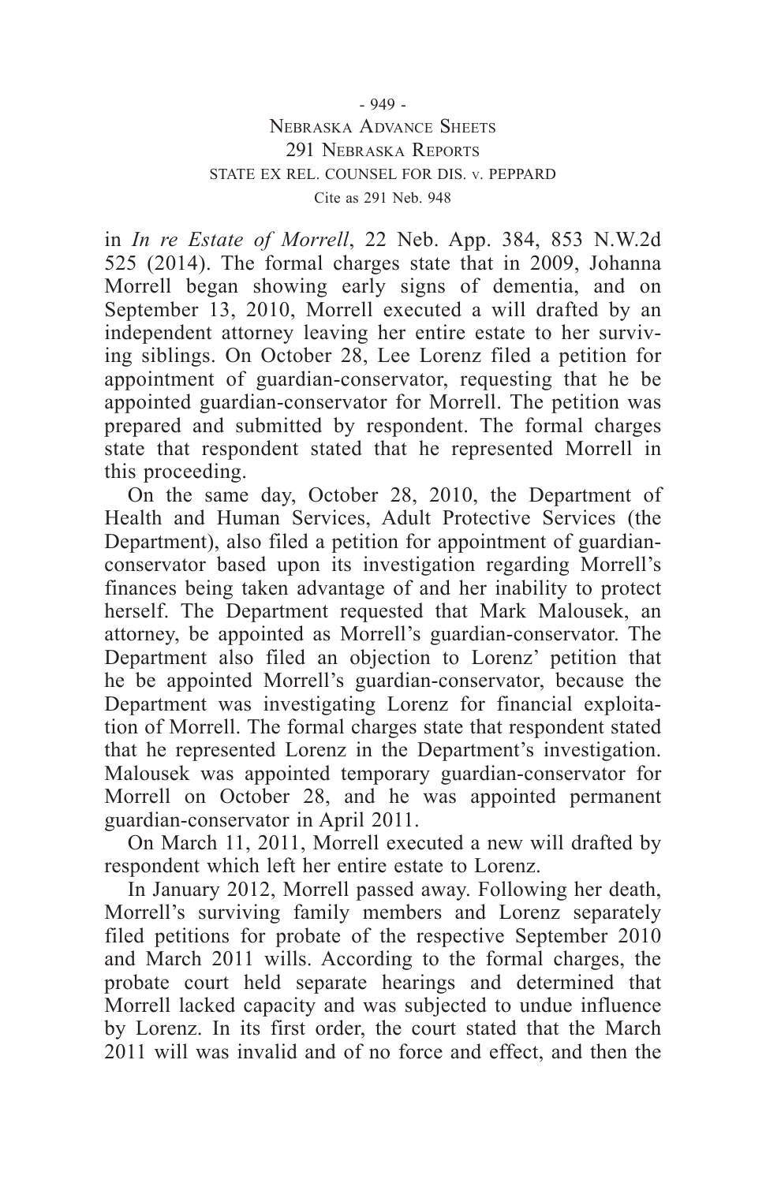in *In re Estate of Morrell*, 22 Neb. App. 384, 853 N.W.2d 525 (2014). The formal charges state that in 2009, Johanna Morrell began showing early signs of dementia, and on September 13, 2010, Morrell executed a will drafted by an independent attorney leaving her entire estate to her surviving siblings. On October 28, Lee Lorenz filed a petition for appointment of guardian-conservator, requesting that he be appointed guardian-conservator for Morrell. The petition was prepared and submitted by respondent. The formal charges state that respondent stated that he represented Morrell in this proceeding.

On the same day, October 28, 2010, the Department of Health and Human Services, Adult Protective Services (the Department), also filed a petition for appointment of guardian-conservator based upon its investigation regarding Morrell's finances being taken advantage of and her inability to protect herself. The Department requested that Mark Malousek, an attorney, be appointed as Morrell's guardian-conservator. The Department also filed an objection to Lorenz' petition that he be appointed Morrell's guardian-conservator, because the Department was investigating Lorenz for financial exploitation of Morrell. The formal charges state that respondent stated that he represented Lorenz in the Department's investigation. Malousek was appointed temporary guardian-conservator for Morrell on October 28, and he was appointed permanent guardian-conservator in April 2011.

On March 11, 2011, Morrell executed a new will drafted by respondent which left her entire estate to Lorenz.

In January 2012, Morrell passed away. Following her death, Morrell's surviving family members and Lorenz separately filed petitions for probate of the respective September 2010 and March 2011 wills. According to the formal charges, the probate court held separate hearings and determined that Morrell lacked capacity and was subjected to undue influence by Lorenz. In its first order, the court stated that the March 2011 will was invalid and of no force and effect, and then the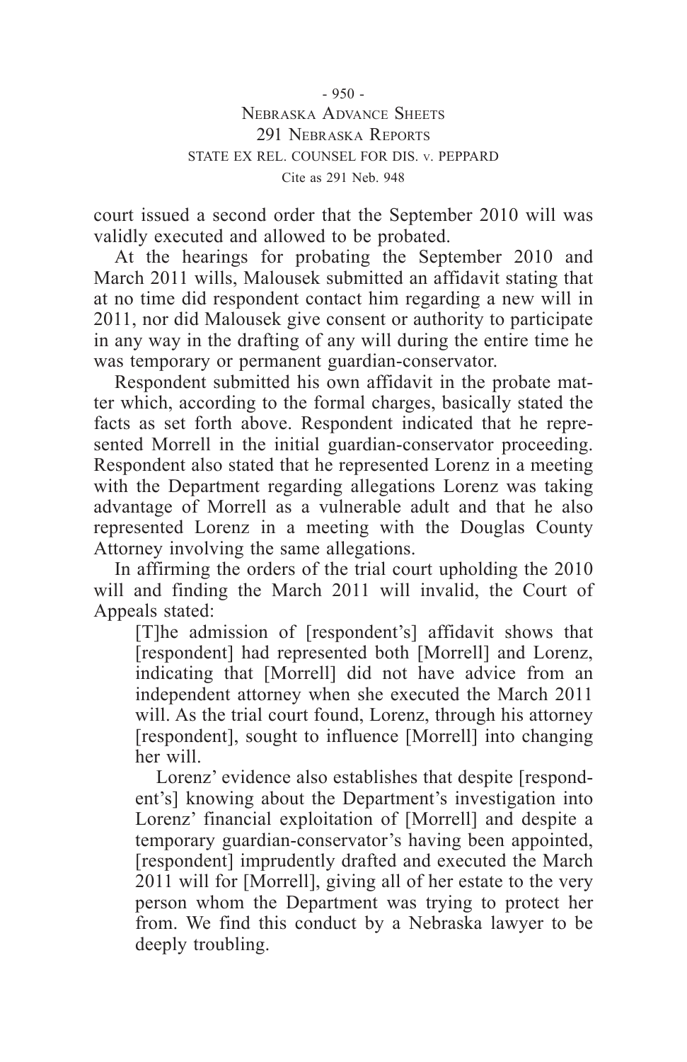court issued a second order that the September 2010 will was validly executed and allowed to be probated.

At the hearings for probating the September 2010 and March 2011 wills, Malousek submitted an affidavit stating that at no time did respondent contact him regarding a new will in 2011, nor did Malousek give consent or authority to participate in any way in the drafting of any will during the entire time he was temporary or permanent guardian-conservator.

Respondent submitted his own affidavit in the probate matter which, according to the formal charges, basically stated the facts as set forth above. Respondent indicated that he represented Morrell in the initial guardian-conservator proceeding. Respondent also stated that he represented Lorenz in a meeting with the Department regarding allegations Lorenz was taking advantage of Morrell as a vulnerable adult and that he also represented Lorenz in a meeting with the Douglas County Attorney involving the same allegations.

In affirming the orders of the trial court upholding the 2010 will and finding the March 2011 will invalid, the Court of Appeals stated:

> [T]he admission of [respondent's] affidavit shows that [respondent] had represented both [Morrell] and Lorenz, indicating that [Morrell] did not have advice from an independent attorney when she executed the March 2011 will. As the trial court found, Lorenz, through his attorney [respondent], sought to influence [Morrell] into changing her will.
>
> Lorenz' evidence also establishes that despite [respondent's] knowing about the Department's investigation into Lorenz' financial exploitation of [Morrell] and despite a temporary guardian-conservator's having been appointed, [respondent] imprudently drafted and executed the March 2011 will for [Morrell], giving all of her estate to the very person whom the Department was trying to protect her from. We find this conduct by a Nebraska lawyer to be deeply troubling.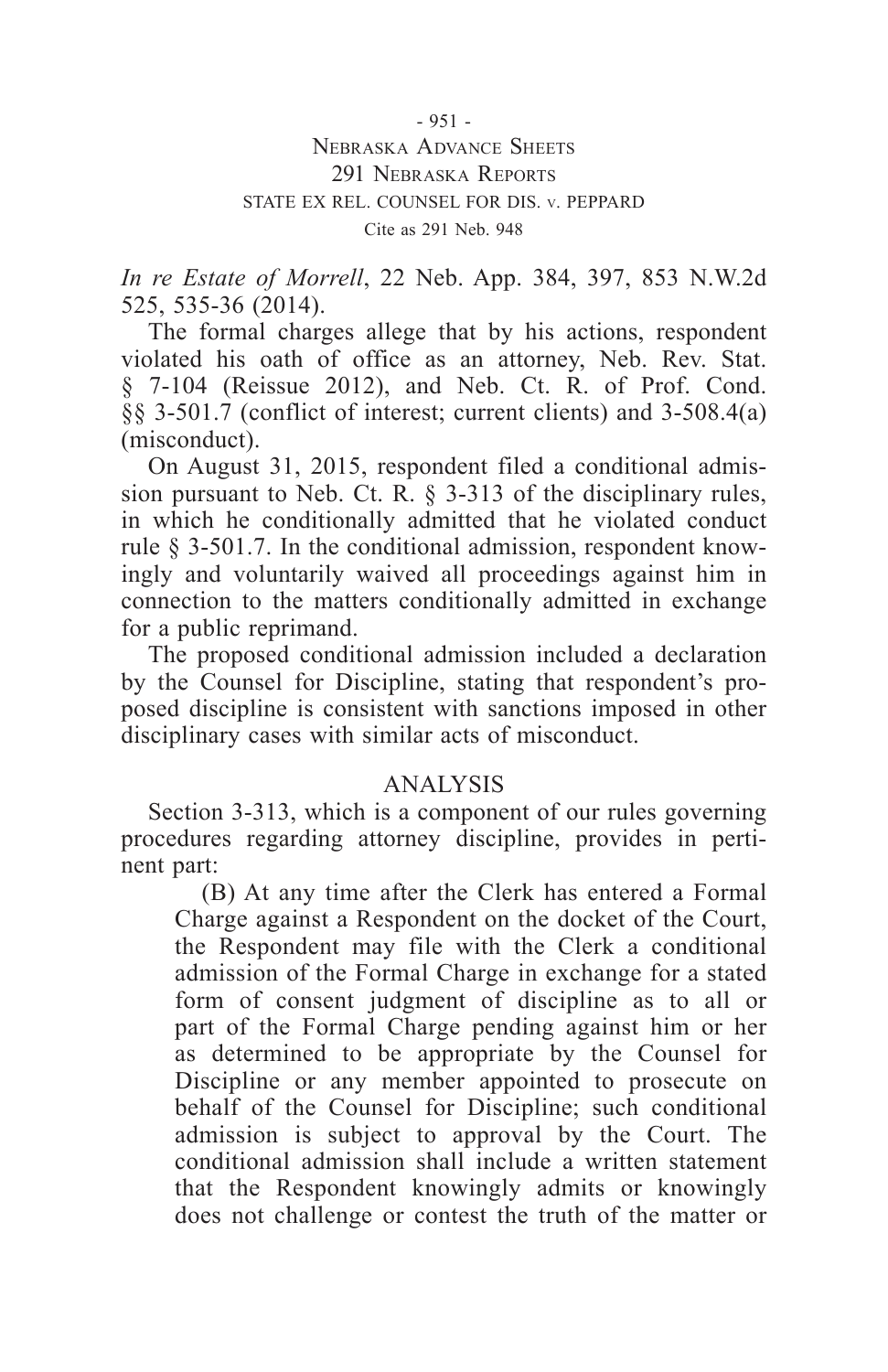*In re Estate of Morrell*, 22 Neb. App. 384, 397, 853 N.W.2d 525, 535-36 (2014).

The formal charges allege that by his actions, respondent violated his oath of office as an attorney, Neb. Rev. Stat. § 7-104 (Reissue 2012), and Neb. Ct. R. of Prof. Cond. §§ 3-501.7 (conflict of interest; current clients) and 3-508.4(a) (misconduct).

On August 31, 2015, respondent filed a conditional admission pursuant to Neb. Ct. R. § 3-313 of the disciplinary rules, in which he conditionally admitted that he violated conduct rule § 3-501.7. In the conditional admission, respondent knowingly and voluntarily waived all proceedings against him in connection to the matters conditionally admitted in exchange for a public reprimand.

The proposed conditional admission included a declaration by the Counsel for Discipline, stating that respondent's proposed discipline is consistent with sanctions imposed in other disciplinary cases with similar acts of misconduct.

## ANALYSIS

Section 3-313, which is a component of our rules governing procedures regarding attorney discipline, provides in pertinent part:

> (B) At any time after the Clerk has entered a Formal Charge against a Respondent on the docket of the Court, the Respondent may file with the Clerk a conditional admission of the Formal Charge in exchange for a stated form of consent judgment of discipline as to all or part of the Formal Charge pending against him or her as determined to be appropriate by the Counsel for Discipline or any member appointed to prosecute on behalf of the Counsel for Discipline; such conditional admission is subject to approval by the Court. The conditional admission shall include a written statement that the Respondent knowingly admits or knowingly does not challenge or contest the truth of the matter or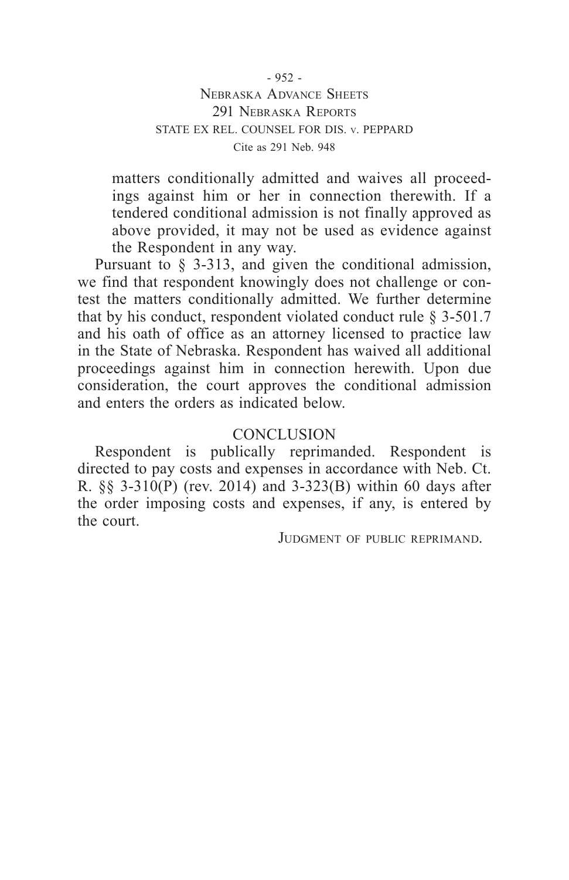matters conditionally admitted and waives all proceedings against him or her in connection therewith. If a tendered conditional admission is not finally approved as above provided, it may not be used as evidence against the Respondent in any way.

Pursuant to § 3-313, and given the conditional admission, we find that respondent knowingly does not challenge or contest the matters conditionally admitted. We further determine that by his conduct, respondent violated conduct rule § 3-501.7 and his oath of office as an attorney licensed to practice law in the State of Nebraska. Respondent has waived all additional proceedings against him in connection herewith. Upon due consideration, the court approves the conditional admission and enters the orders as indicated below.

## CONCLUSION

Respondent is publically reprimanded. Respondent is directed to pay costs and expenses in accordance with Neb. Ct. R. §§ 3-310(P) (rev. 2014) and 3-323(B) within 60 days after the order imposing costs and expenses, if any, is entered by the court.

Judgment of public reprimand.